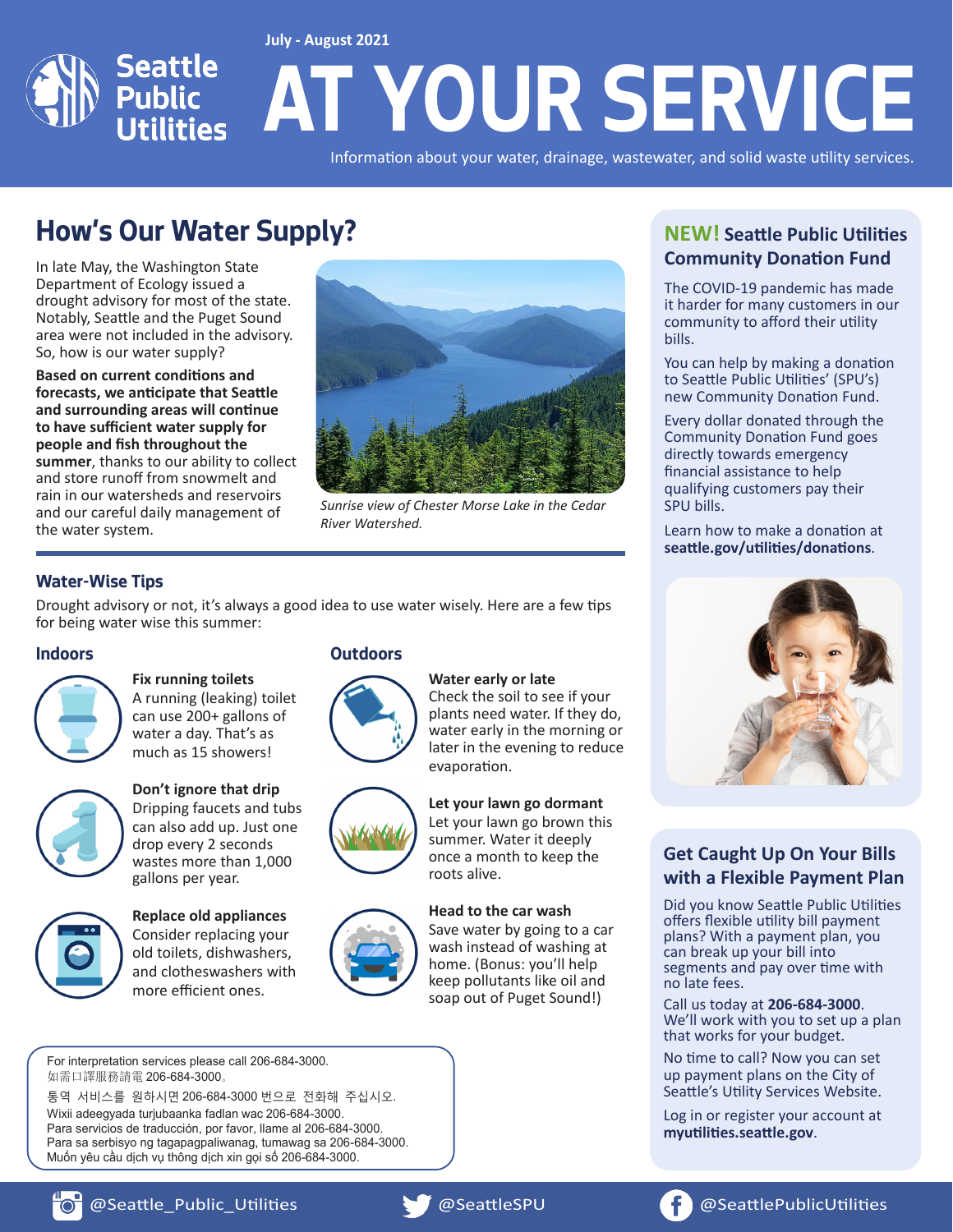July - August 2021

Seattle Public Utilities

# AT YOUR SERVICE

Information about your water, drainage, wastewater, and solid waste utility services.

## How's Our Water Supply?

In late May, the Washington State Department of Ecology issued a drought advisory for most of the state. Notably, Seattle and the Puget Sound area were not included in the advisory. So, how is our water supply?

**Based on current conditions and forecasts, we anticipate that Seattle and surrounding areas will continue to have sufficient water supply for people and fish throughout the summer**, thanks to our ability to collect and store runoff from snowmelt and rain in our watersheds and reservoirs and our careful daily management of the water system.

*Sunrise view of Chester Morse Lake in the Cedar River Watershed.*

### Water-Wise Tips

Drought advisory or not, it's always a good idea to use water wisely. Here are a few tips for being water wise this summer:

#### Indoors

**Fix running toilets**
A running (leaking) toilet can use 200+ gallons of water a day. That's as much as 15 showers!

**Don't ignore that drip**
Dripping faucets and tubs can also add up. Just one drop every 2 seconds wastes more than 1,000 gallons per year.

**Replace old appliances**
Consider replacing your old toilets, dishwashers, and clotheswashers with more efficient ones.

#### Outdoors

**Water early or late**
Check the soil to see if your plants need water. If they do, water early in the morning or later in the evening to reduce evaporation.

**Let your lawn go dormant**
Let your lawn go brown this summer. Water it deeply once a month to keep the roots alive.

**Head to the car wash**
Save water by going to a car wash instead of washing at home. (Bonus: you'll help keep pollutants like oil and soap out of Puget Sound!)

For interpretation services please call 206-684-3000.
如需口譯服務請電 206-684-3000。
통역 서비스를 원하시면 206-684-3000 번으로 전화해 주십시오.
Wixii adeegyada turjubaanka fadlan wac 206-684-3000.
Para servicios de traducción, por favor, llame al 206-684-3000.
Para sa serbisyo ng tagapagpaliwanag, tumawag sa 206-684-3000.
Muốn yêu cầu dịch vụ thông dịch xin gọi số 206-684-3000.

## NEW! Seattle Public Utilities Community Donation Fund

The COVID-19 pandemic has made it harder for many customers in our community to afford their utility bills.

You can help by making a donation to Seattle Public Utilities' (SPU's) new Community Donation Fund.

Every dollar donated through the Community Donation Fund goes directly towards emergency financial assistance to help qualifying customers pay their SPU bills.

Learn how to make a donation at **seattle.gov/utilities/donations**.

## Get Caught Up On Your Bills with a Flexible Payment Plan

Did you know Seattle Public Utilities offers flexible utility bill payment plans? With a payment plan, you can break up your bill into segments and pay over time with no late fees.

Call us today at **206-684-3000**. We'll work with you to set up a plan that works for your budget.

No time to call? Now you can set up payment plans on the City of Seattle's Utility Services Website.

Log in or register your account at **myutilities.seattle.gov**.

@Seattle_Public_Utilities   @SeattleSPU   @SeattlePublicUtilities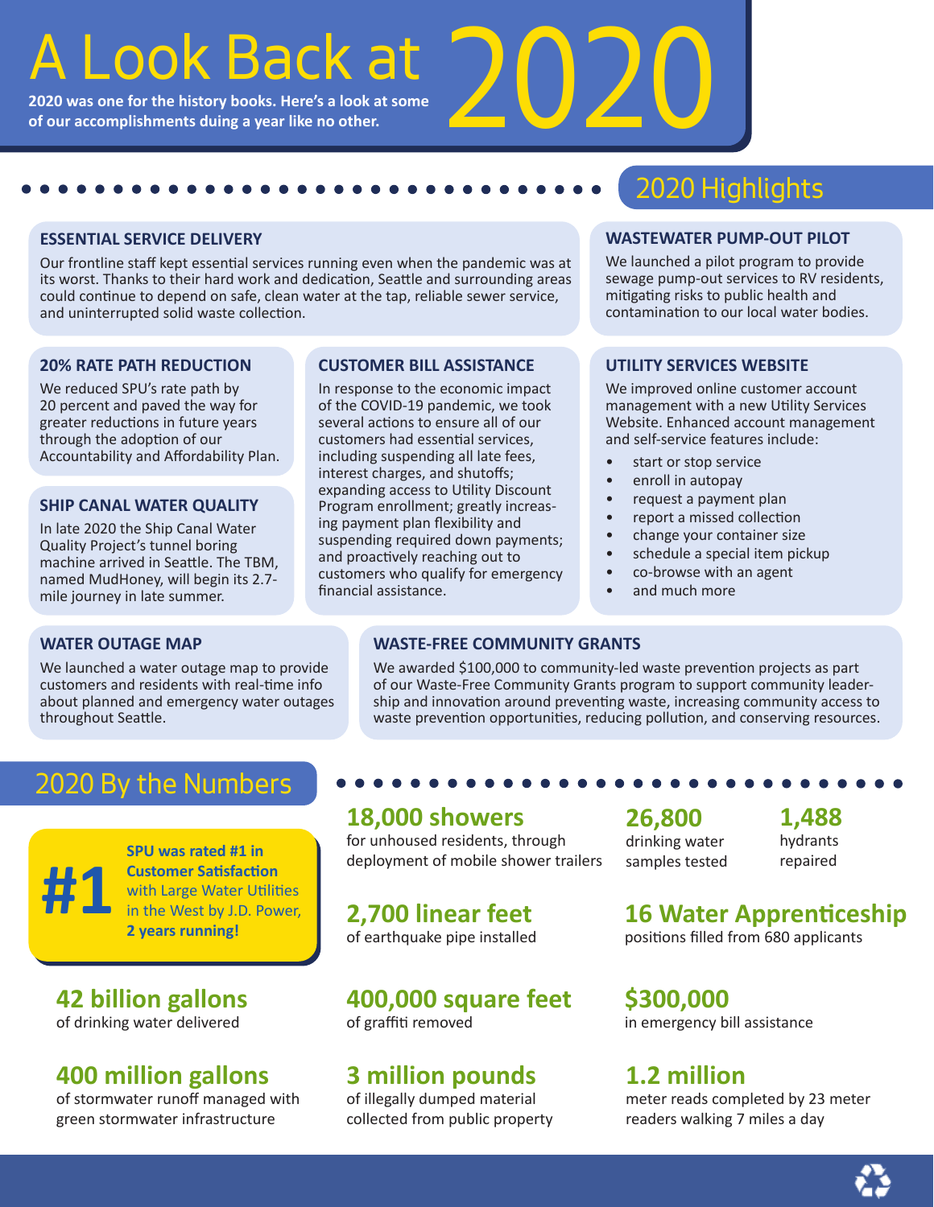# A Look Back at 2020

**2020 was one for the history books. Here's a look at some of our accomplishments duing a year like no other.**

## 2020 Highlights

### ESSENTIAL SERVICE DELIVERY

Our frontline staff kept essential services running even when the pandemic was at its worst. Thanks to their hard work and dedication, Seattle and surrounding areas could continue to depend on safe, clean water at the tap, reliable sewer service, and uninterrupted solid waste collection.

### WASTEWATER PUMP-OUT PILOT

We launched a pilot program to provide sewage pump-out services to RV residents, mitigating risks to public health and contamination to our local water bodies.

### 20% RATE PATH REDUCTION

We reduced SPU's rate path by 20 percent and paved the way for greater reductions in future years through the adoption of our Accountability and Affordability Plan.

### SHIP CANAL WATER QUALITY

In late 2020 the Ship Canal Water Quality Project's tunnel boring machine arrived in Seattle. The TBM, named MudHoney, will begin its 2.7-mile journey in late summer.

### CUSTOMER BILL ASSISTANCE

In response to the economic impact of the COVID-19 pandemic, we took several actions to ensure all of our customers had essential services, including suspending all late fees, interest charges, and shutoffs; expanding access to Utility Discount Program enrollment; greatly increasing payment plan flexibility and suspending required down payments; and proactively reaching out to customers who qualify for emergency financial assistance.

### UTILITY SERVICES WEBSITE

We improved online customer account management with a new Utility Services Website. Enhanced account management and self-service features include:

- start or stop service
- enroll in autopay
- request a payment plan
- report a missed collection
- change your container size
- schedule a special item pickup
- co-browse with an agent
- and much more

### WATER OUTAGE MAP

We launched a water outage map to provide customers and residents with real-time info about planned and emergency water outages throughout Seattle.

### WASTE-FREE COMMUNITY GRANTS

We awarded $100,000 to community-led waste prevention projects as part of our Waste-Free Community Grants program to support community leadership and innovation around preventing waste, increasing community access to waste prevention opportunities, reducing pollution, and conserving resources.

## 2020 By the Numbers

**#1** **SPU was rated #1 in Customer Satisfaction** with Large Water Utilities in the West by J.D. Power, **2 years running!**

**18,000 showers**
for unhoused residents, through deployment of mobile shower trailers

**26,800**
drinking water samples tested

**1,488**
hydrants repaired

**2,700 linear feet**
of earthquake pipe installed

**16 Water Apprenticeship**
positions filled from 680 applicants

**42 billion gallons**
of drinking water delivered

**400,000 square feet**
of graffiti removed

**$300,000**
in emergency bill assistance

**400 million gallons**
of stormwater runoff managed with green stormwater infrastructure

**3 million pounds**
of illegally dumped material collected from public property

**1.2 million**
meter reads completed by 23 meter readers walking 7 miles a day